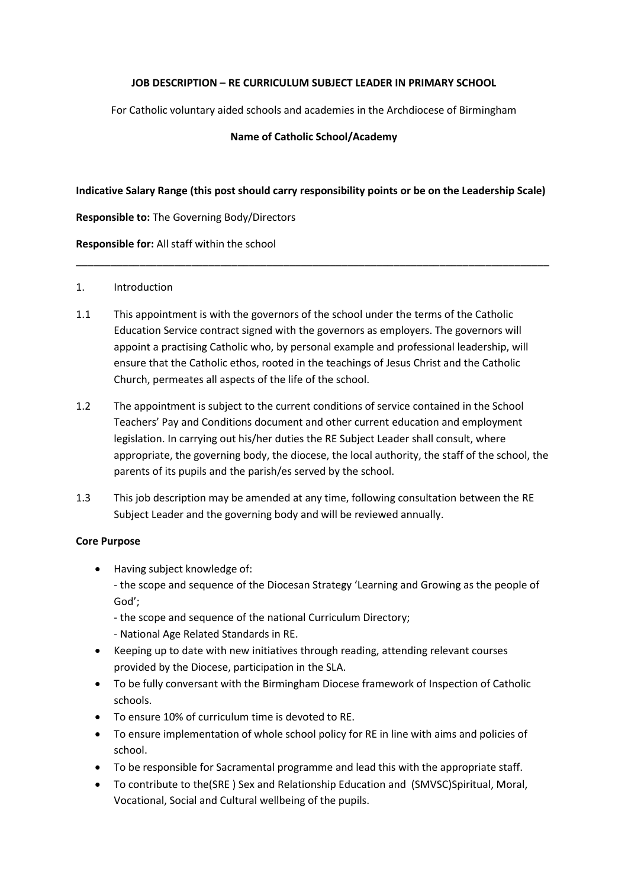**JOB DESCRIPTION – RE CURRICULUM SUBJECT LEADER IN PRIMARY SCHOOL**

For Catholic voluntary aided schools and academies in the Archdiocese of Birmingham

**Name of Catholic School/Academy**

**Indicative Salary Range (this post should carry responsibility points or be on the Leadership Scale)**

**Responsible to:** The Governing Body/Directors

**Responsible for:** All staff within the school

---

1. Introduction

1.1 This appointment is with the governors of the school under the terms of the Catholic Education Service contract signed with the governors as employers. The governors will appoint a practising Catholic who, by personal example and professional leadership, will ensure that the Catholic ethos, rooted in the teachings of Jesus Christ and the Catholic Church, permeates all aspects of the life of the school.

1.2 The appointment is subject to the current conditions of service contained in the School Teachers' Pay and Conditions document and other current education and employment legislation. In carrying out his/her duties the RE Subject Leader shall consult, where appropriate, the governing body, the diocese, the local authority, the staff of the school, the parents of its pupils and the parish/es served by the school.

1.3 This job description may be amended at any time, following consultation between the RE Subject Leader and the governing body and will be reviewed annually.

**Core Purpose**

- Having subject knowledge of:
  - the scope and sequence of the Diocesan Strategy 'Learning and Growing as the people of God';
  - the scope and sequence of the national Curriculum Directory;
  - National Age Related Standards in RE.
- Keeping up to date with new initiatives through reading, attending relevant courses provided by the Diocese, participation in the SLA.
- To be fully conversant with the Birmingham Diocese framework of Inspection of Catholic schools.
- To ensure 10% of curriculum time is devoted to RE.
- To ensure implementation of whole school policy for RE in line with aims and policies of school.
- To be responsible for Sacramental programme and lead this with the appropriate staff.
- To contribute to the(SRE ) Sex and Relationship Education and (SMVSC)Spiritual, Moral, Vocational, Social and Cultural wellbeing of the pupils.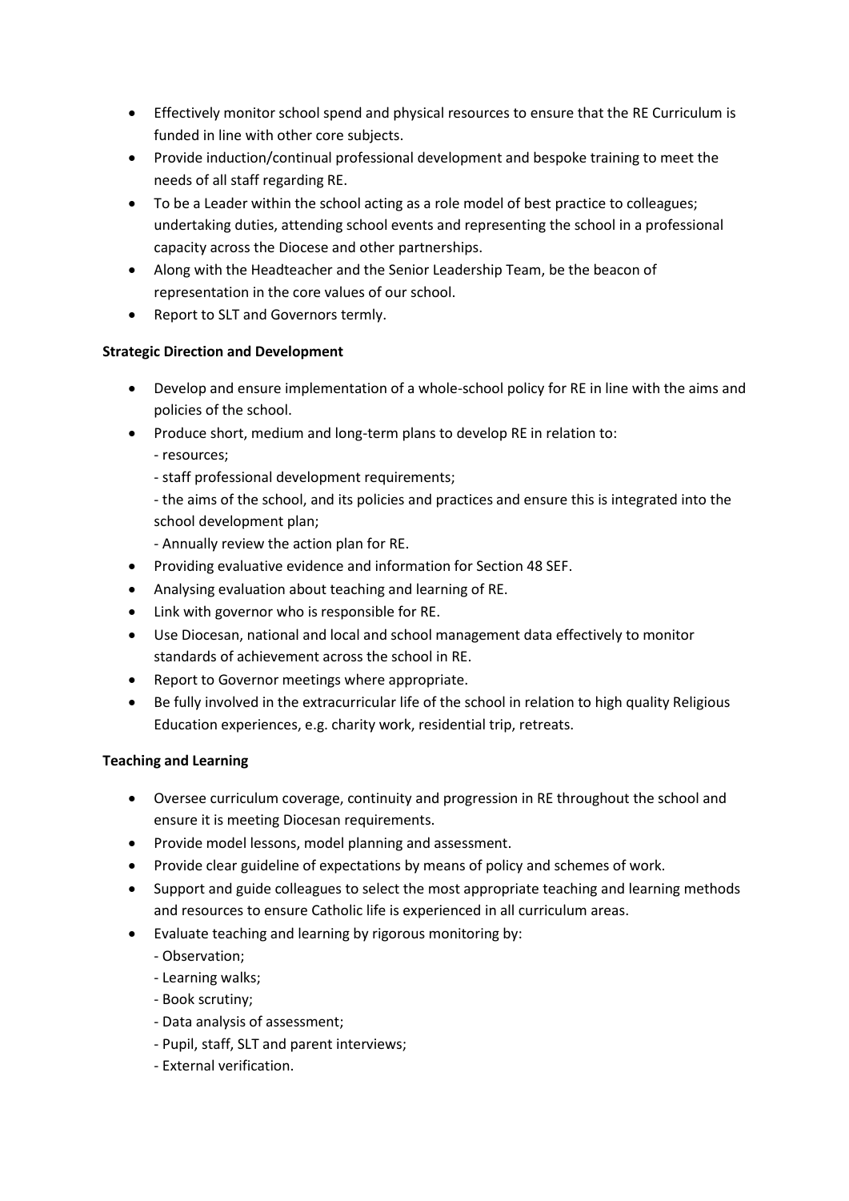- Effectively monitor school spend and physical resources to ensure that the RE Curriculum is funded in line with other core subjects.
- Provide induction/continual professional development and bespoke training to meet the needs of all staff regarding RE.
- To be a Leader within the school acting as a role model of best practice to colleagues; undertaking duties, attending school events and representing the school in a professional capacity across the Diocese and other partnerships.
- Along with the Headteacher and the Senior Leadership Team, be the beacon of representation in the core values of our school.
- Report to SLT and Governors termly.

**Strategic Direction and Development**

- Develop and ensure implementation of a whole-school policy for RE in line with the aims and policies of the school.
- Produce short, medium and long-term plans to develop RE in relation to:
  - resources;
  - staff professional development requirements;
  - the aims of the school, and its policies and practices and ensure this is integrated into the school development plan;
  - Annually review the action plan for RE.
- Providing evaluative evidence and information for Section 48 SEF.
- Analysing evaluation about teaching and learning of RE.
- Link with governor who is responsible for RE.
- Use Diocesan, national and local and school management data effectively to monitor standards of achievement across the school in RE.
- Report to Governor meetings where appropriate.
- Be fully involved in the extracurricular life of the school in relation to high quality Religious Education experiences, e.g. charity work, residential trip, retreats.

**Teaching and Learning**

- Oversee curriculum coverage, continuity and progression in RE throughout the school and ensure it is meeting Diocesan requirements.
- Provide model lessons, model planning and assessment.
- Provide clear guideline of expectations by means of policy and schemes of work.
- Support and guide colleagues to select the most appropriate teaching and learning methods and resources to ensure Catholic life is experienced in all curriculum areas.
- Evaluate teaching and learning by rigorous monitoring by:
  - Observation;
  - Learning walks;
  - Book scrutiny;
  - Data analysis of assessment;
  - Pupil, staff, SLT and parent interviews;
  - External verification.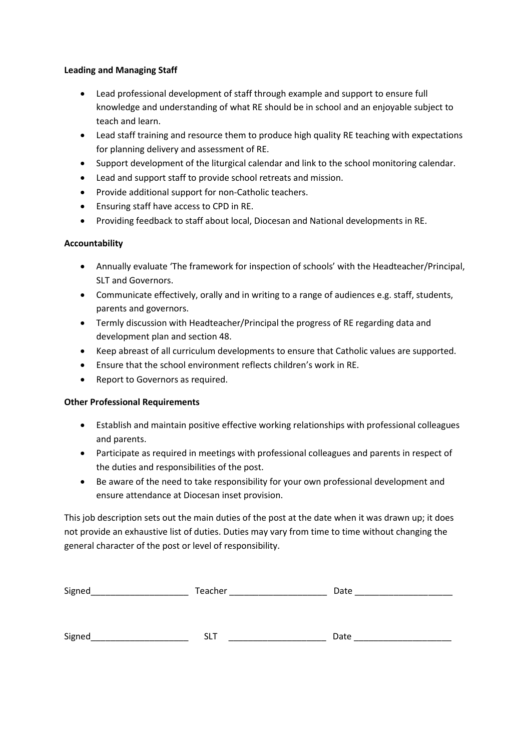**Leading and Managing Staff**

- Lead professional development of staff through example and support to ensure full knowledge and understanding of what RE should be in school and an enjoyable subject to teach and learn.
- Lead staff training and resource them to produce high quality RE teaching with expectations for planning delivery and assessment of RE.
- Support development of the liturgical calendar and link to the school monitoring calendar.
- Lead and support staff to provide school retreats and mission.
- Provide additional support for non-Catholic teachers.
- Ensuring staff have access to CPD in RE.
- Providing feedback to staff about local, Diocesan and National developments in RE.

**Accountability**

- Annually evaluate 'The framework for inspection of schools' with the Headteacher/Principal, SLT and Governors.
- Communicate effectively, orally and in writing to a range of audiences e.g. staff, students, parents and governors.
- Termly discussion with Headteacher/Principal the progress of RE regarding data and development plan and section 48.
- Keep abreast of all curriculum developments to ensure that Catholic values are supported.
- Ensure that the school environment reflects children's work in RE.
- Report to Governors as required.

**Other Professional Requirements**

- Establish and maintain positive effective working relationships with professional colleagues and parents.
- Participate as required in meetings with professional colleagues and parents in respect of the duties and responsibilities of the post.
- Be aware of the need to take responsibility for your own professional development and ensure attendance at Diocesan inset provision.

This job description sets out the main duties of the post at the date when it was drawn up; it does not provide an exhaustive list of duties. Duties may vary from time to time without changing the general character of the post or level of responsibility.

Signed____________________ Teacher ____________________ Date ____________________

Signed____________________ SLT ____________________ Date ____________________